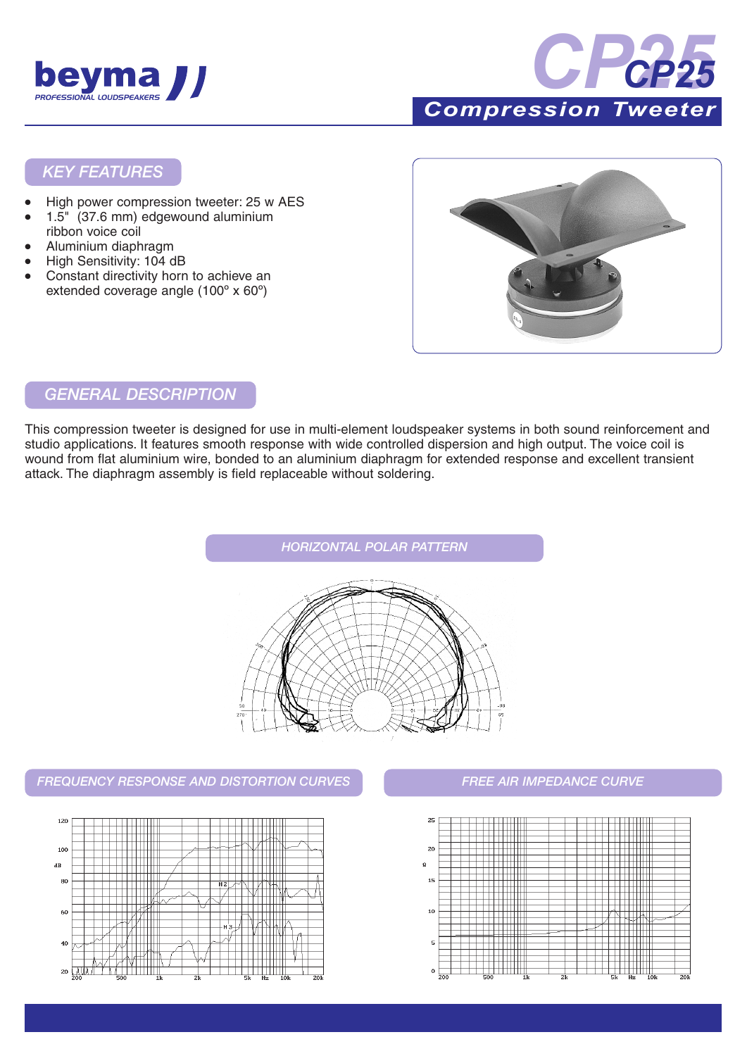beyma

PROFESSIONAL LOUDSPEAKERS

# CP25

## Compression Tweeter

## KEY FEATURES

- High power compression tweeter: 25 w AES
- 1.5" (37.6 mm) edgewound aluminium ribbon voice coil
- Aluminium diaphragm
- High Sensitivity: 104 dB
- Constant directivity horn to achieve an extended coverage angle (100º x 60º)

## GENERAL DESCRIPTION

This compression tweeter is designed for use in multi-element loudspeaker systems in both sound reinforcement and studio applications. It features smooth response with wide controlled dispersion and high output. The voice coil is wound from flat aluminium wire, bonded to an aluminium diaphragm for extended response and excellent transient attack. The diaphragm assembly is field replaceable without soldering.

## HORIZONTAL POLAR PATTERN

## FREQUENCY RESPONSE AND DISTORTION CURVES

## FREE AIR IMPEDANCE CURVE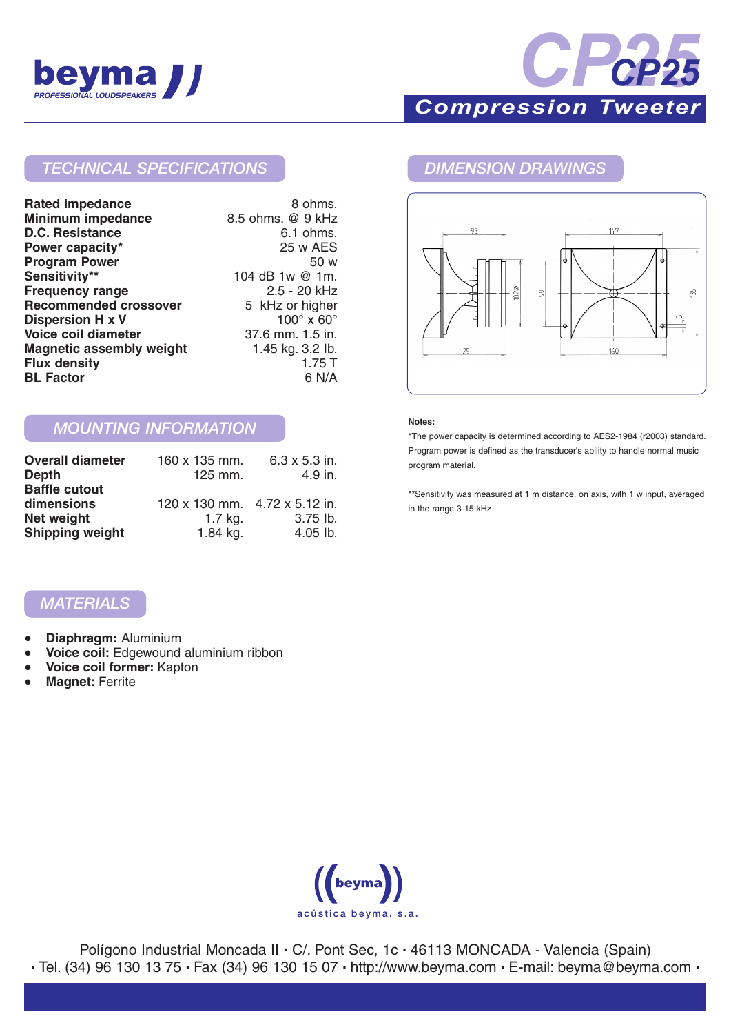# CP25

## Compression Tweeter

## TECHNICAL SPECIFICATIONS

| | |
|---|---|
| **Rated impedance** | 8 ohms. |
| **Minimum impedance** | 8.5 ohms. @ 9 kHz |
| **D.C. Resistance** | 6.1 ohms. |
| **Power capacity*** | 25 w AES |
| **Program Power** | 50 w |
| **Sensitivity**** | 104 dB 1w @ 1m. |
| **Frequency range** | 2.5 - 20 kHz |
| **Recommended crossover** | 5 kHz or higher |
| **Dispersion H x V** | 100° x 60° |
| **Voice coil diameter** | 37.6 mm. 1.5 in. |
| **Magnetic assembly weight** | 1.45 kg. 3.2 lb. |
| **Flux density** | 1.75 T |
| **BL Factor** | 6 N/A |

## MOUNTING INFORMATION

| | | |
|---|---|---|
| **Overall diameter** | 160 x 135 mm. | 6.3 x 5.3 in. |
| **Depth** | 125 mm. | 4.9 in. |
| **Baffle cutout dimensions** | 120 x 130 mm. | 4.72 x 5.12 in. |
| **Net weight** | 1.7 kg. | 3.75 lb. |
| **Shipping weight** | 1.84 kg. | 4.05 lb. |

## MATERIALS

- **Diaphragm:** Aluminium
- **Voice coil:** Edgewound aluminium ribbon
- **Voice coil former:** Kapton
- **Magnet:** Ferrite

## DIMENSION DRAWINGS

93
125
102Ø
99
147
160
135
5

**Notes:**

*The power capacity is determined according to AES2-1984 (r2003) standard. Program power is defined as the transducer's ability to handle normal music program material.

**Sensitivity was measured at 1 m distance, on axis, with 1 w input, averaged in the range 3-15 kHz

acústica beyma, s.a.

Polígono Industrial Moncada II · C/. Pont Sec, 1c · 46113 MONCADA - Valencia (Spain)
· Tel. (34) 96 130 13 75 · Fax (34) 96 130 15 07 · http://www.beyma.com · E-mail: beyma@beyma.com ·